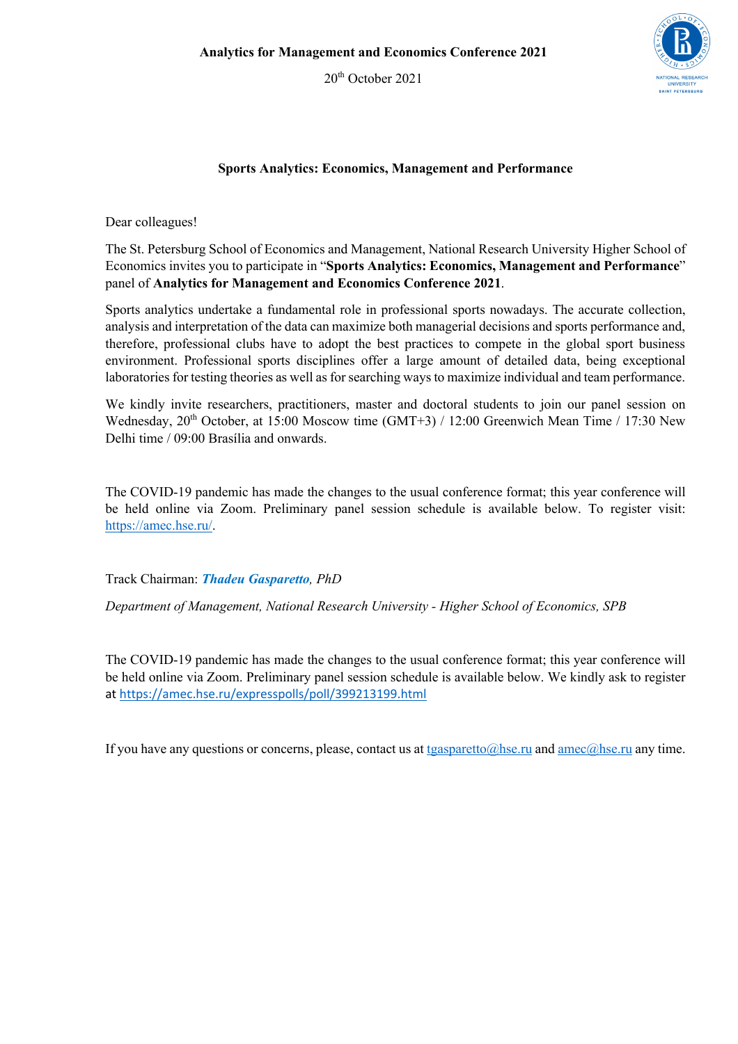**Analytics for Management and Economics Conference 2021**

20th October 2021

## Sports Analytics: Economics, Management and Performance

Dear colleagues!

The St. Petersburg School of Economics and Management, National Research University Higher School of Economics invites you to participate in "**Sports Analytics: Economics, Management and Performance**" panel of **Analytics for Management and Economics Conference 2021**.

Sports analytics undertake a fundamental role in professional sports nowadays. The accurate collection, analysis and interpretation of the data can maximize both managerial decisions and sports performance and, therefore, professional clubs have to adopt the best practices to compete in the global sport business environment. Professional sports disciplines offer a large amount of detailed data, being exceptional laboratories for testing theories as well as for searching ways to maximize individual and team performance.

We kindly invite researchers, practitioners, master and doctoral students to join our panel session on Wednesday, 20th October, at 15:00 Moscow time (GMT+3) / 12:00 Greenwich Mean Time / 17:30 New Delhi time / 09:00 Brasília and onwards.

The COVID-19 pandemic has made the changes to the usual conference format; this year conference will be held online via Zoom. Preliminary panel session schedule is available below. To register visit: https://amec.hse.ru/.

Track Chairman: ***Thadeu Gasparetto***, *PhD*

*Department of Management, National Research University - Higher School of Economics, SPB*

The COVID-19 pandemic has made the changes to the usual conference format; this year conference will be held online via Zoom. Preliminary panel session schedule is available below. We kindly ask to register at https://amec.hse.ru/expresspolls/poll/399213199.html

If you have any questions or concerns, please, contact us at tgasparetto@hse.ru and amec@hse.ru any time.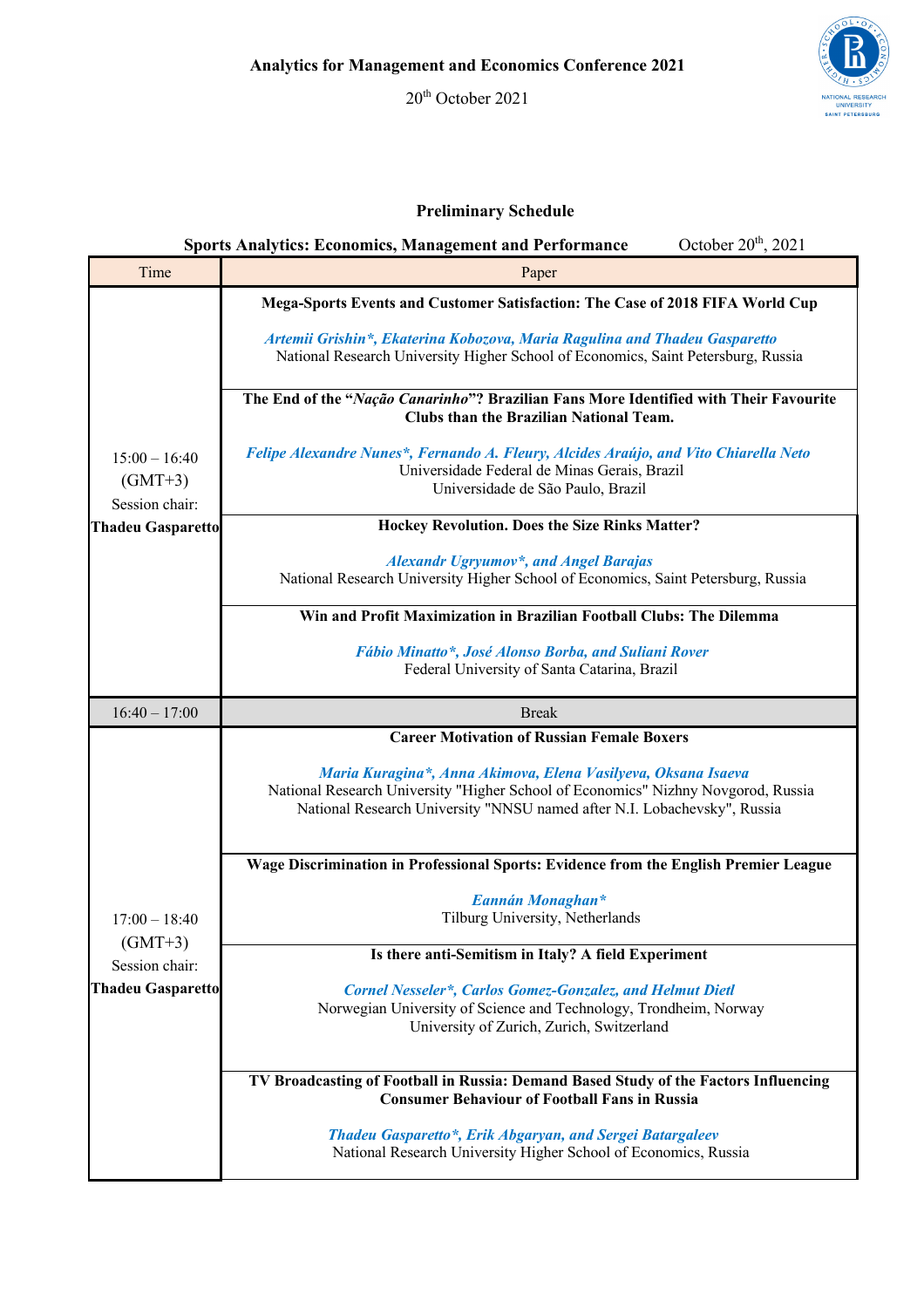Analytics for Management and Economics Conference 2021

20th October 2021

## Preliminary Schedule

**Sports Analytics: Economics, Management and Performance** October 20th, 2021

| Time | Paper |
| --- | --- |
| 15:00 – 16:40 (GMT+3) Session chair: **Thadeu Gasparetto** | **Mega-Sports Events and Customer Satisfaction: The Case of 2018 FIFA World Cup**<br>*Artemii Grishin\*, Ekaterina Kobozova, Maria Ragulina and Thadeu Gasparetto*<br>National Research University Higher School of Economics, Saint Petersburg, Russia |
| | **The End of the "*Nação Canarinho*"? Brazilian Fans More Identified with Their Favourite Clubs than the Brazilian National Team.**<br>*Felipe Alexandre Nunes\*, Fernando A. Fleury, Alcides Araújo, and Vito Chiarella Neto*<br>Universidade Federal de Minas Gerais, Brazil<br>Universidade de São Paulo, Brazil |
| | **Hockey Revolution. Does the Size Rinks Matter?**<br>*Alexandr Ugryumov\*, and Angel Barajas*<br>National Research University Higher School of Economics, Saint Petersburg, Russia |
| | **Win and Profit Maximization in Brazilian Football Clubs: The Dilemma**<br>*Fábio Minatto\*, José Alonso Borba, and Suliani Rover*<br>Federal University of Santa Catarina, Brazil |
| 16:40 – 17:00 | Break |
| 17:00 – 18:40 (GMT+3) Session chair: **Thadeu Gasparetto** | **Career Motivation of Russian Female Boxers**<br>*Maria Kuragina\*, Anna Akimova, Elena Vasilyeva, Oksana Isaeva*<br>National Research University "Higher School of Economics" Nizhny Novgorod, Russia<br>National Research University "NNSU named after N.I. Lobachevsky", Russia |
| | **Wage Discrimination in Professional Sports: Evidence from the English Premier League**<br>*Eannán Monaghan\**<br>Tilburg University, Netherlands |
| | **Is there anti-Semitism in Italy? A field Experiment**<br>*Cornel Nesseler\*, Carlos Gomez-Gonzalez, and Helmut Dietl*<br>Norwegian University of Science and Technology, Trondheim, Norway<br>University of Zurich, Zurich, Switzerland |
| | **TV Broadcasting of Football in Russia: Demand Based Study of the Factors Influencing Consumer Behaviour of Football Fans in Russia**<br>*Thadeu Gasparetto\*, Erik Abgaryan, and Sergei Batargaleev*<br>National Research University Higher School of Economics, Russia |